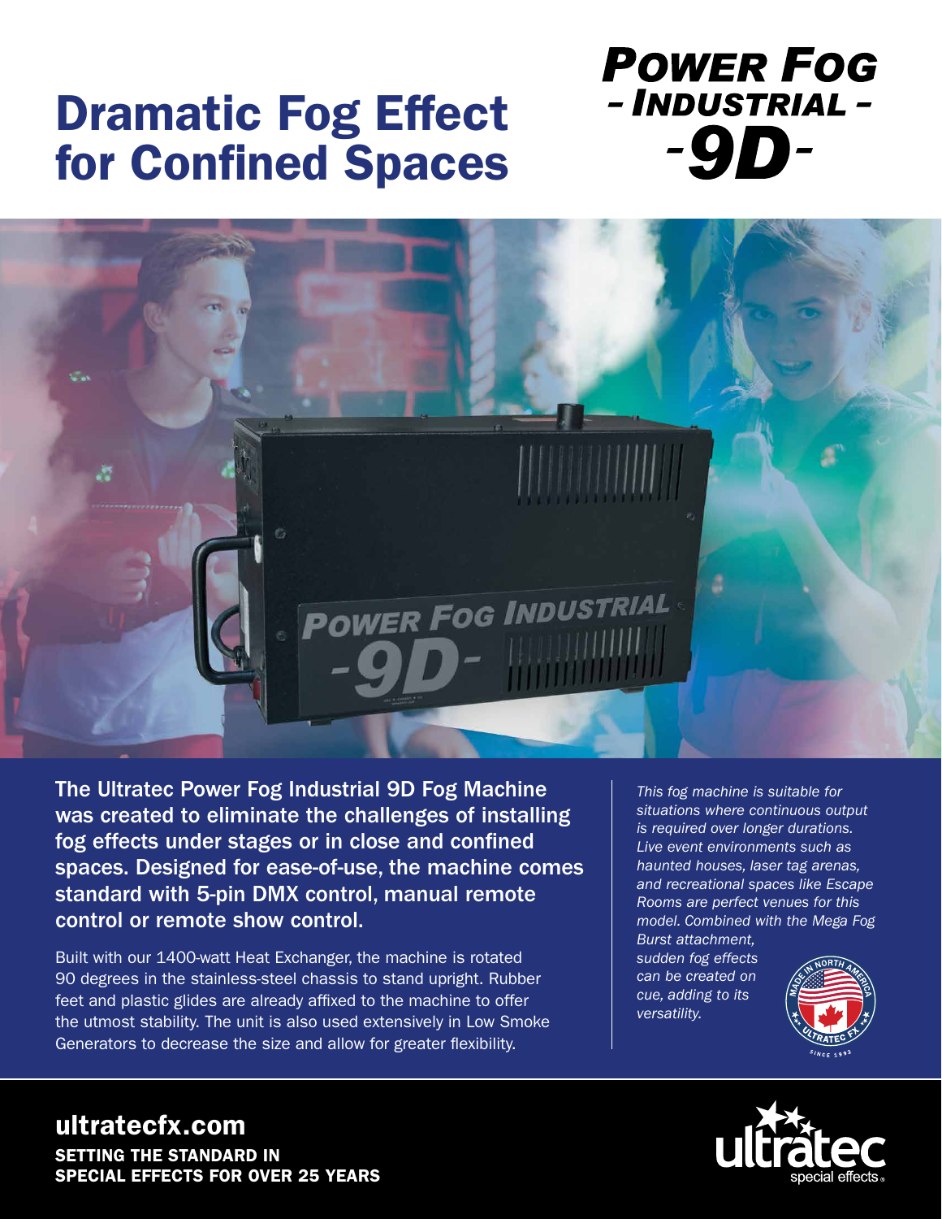# Dramatic Fog Effect for Confined Spaces

## Power Fog - Industrial - -9D-

**The Ultratec Power Fog Industrial 9D Fog Machine was created to eliminate the challenges of installing fog effects under stages or in close and confined spaces. Designed for ease-of-use, the machine comes standard with 5-pin DMX control, manual remote control or remote show control.**

Built with our 1400-watt Heat Exchanger, the machine is rotated 90 degrees in the stainless-steel chassis to stand upright. Rubber feet and plastic glides are already affixed to the machine to offer the utmost stability. The unit is also used extensively in Low Smoke Generators to decrease the size and allow for greater flexibility.

*This fog machine is suitable for situations where continuous output is required over longer durations. Live event environments such as haunted houses, laser tag arenas, and recreational spaces like Escape Rooms are perfect venues for this model. Combined with the Mega Fog Burst attachment, sudden fog effects can be created on cue, adding to its versatility.*

Made in North America – Ultratec FX – Since 1992

## ultratecfx.com

**SETTING THE STANDARD IN SPECIAL EFFECTS FOR OVER 25 YEARS**

ultratec special effects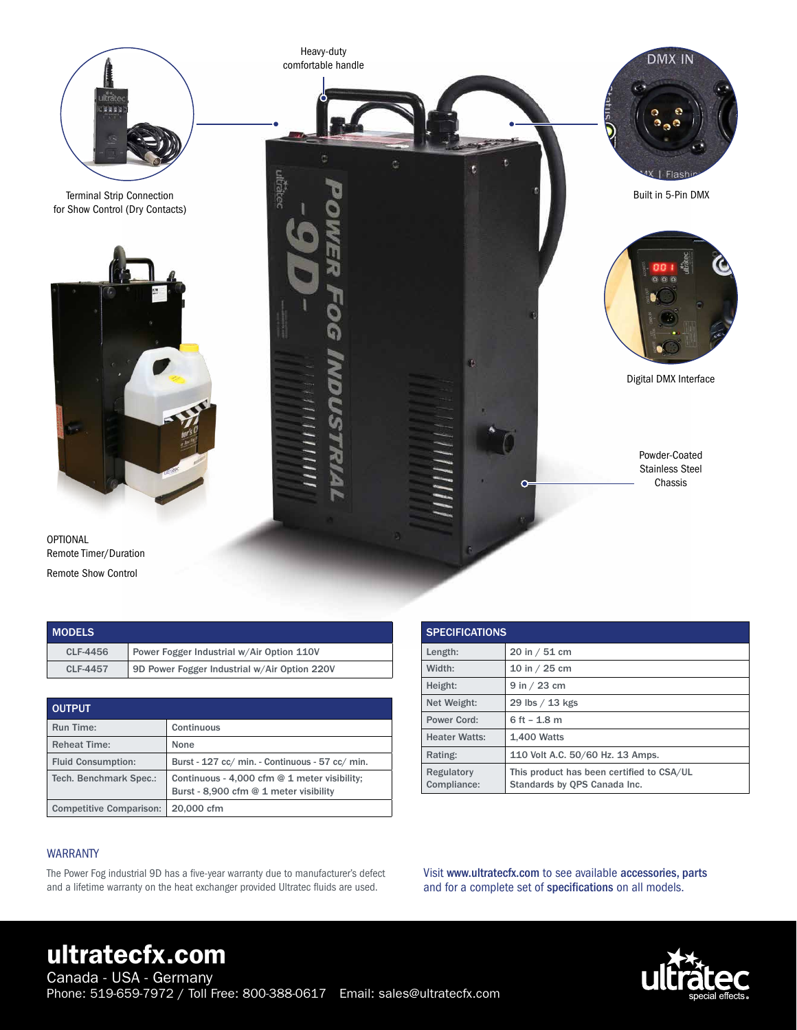Heavy-duty comfortable handle

Terminal Strip Connection for Show Control (Dry Contacts)

Built in 5-Pin DMX

Digital DMX Interface

Powder-Coated Stainless Steel Chassis

OPTIONAL
Remote Timer/Duration

Remote Show Control

| MODELS | |
|---|---|
| CLF-4456 | Power Fogger Industrial w/Air Option 110V |
| CLF-4457 | 9D Power Fogger Industrial w/Air Option 220V |

| OUTPUT | |
|---|---|
| Run Time: | Continuous |
| Reheat Time: | None |
| Fluid Consumption: | Burst - 127 cc/ min. - Continuous - 57 cc/ min. |
| Tech. Benchmark Spec.: | Continuous - 4,000 cfm @ 1 meter visibility; Burst - 8,900 cfm @ 1 meter visibility |
| Competitive Comparison: | 20,000 cfm |

| SPECIFICATIONS | |
|---|---|
| Length: | 20 in / 51 cm |
| Width: | 10 in / 25 cm |
| Height: | 9 in / 23 cm |
| Net Weight: | 29 lbs / 13 kgs |
| Power Cord: | 6 ft – 1.8 m |
| Heater Watts: | 1,400 Watts |
| Rating: | 110 Volt A.C. 50/60 Hz. 13 Amps. |
| Regulatory Compliance: | This product has been certified to CSA/UL Standards by QPS Canada Inc. |

## WARRANTY

The Power Fog industrial 9D has a five-year warranty due to manufacturer's defect and a lifetime warranty on the heat exchanger provided Ultratec fluids are used.

Visit **www.ultratecfx.com** to see available **accessories, parts** and for a complete set of **specifications** on all models.

# ultratecfx.com

Canada - USA - Germany
Phone: 519-659-7972 / Toll Free: 800-388-0617 Email: sales@ultratecfx.com

ultratec special effects